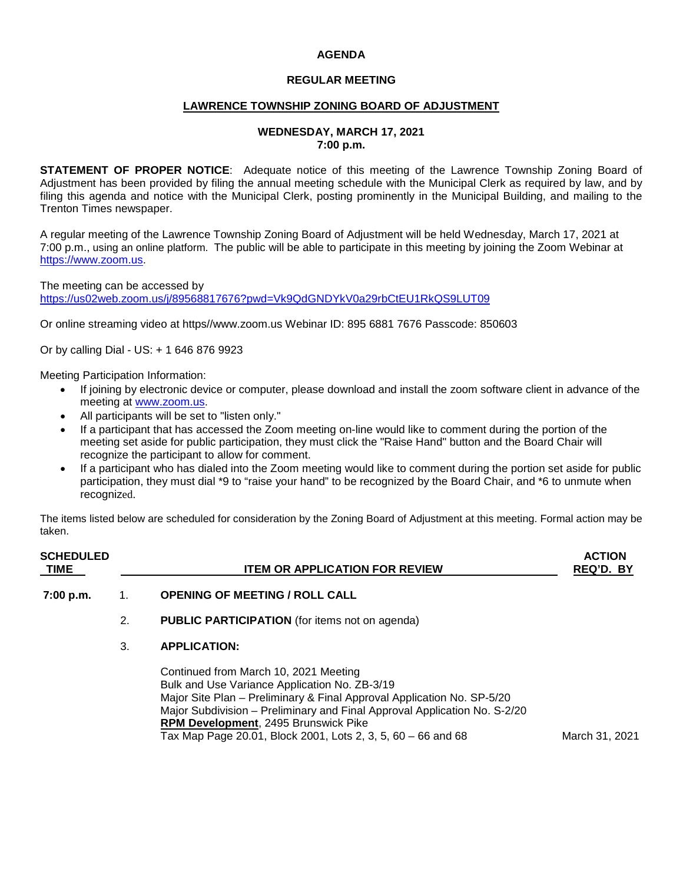**AGENDA**

**REGULAR MEETING**

**LAWRENCE TOWNSHIP ZONING BOARD OF ADJUSTMENT**

**WEDNESDAY, MARCH 17, 2021**
**7:00 p.m.**

**STATEMENT OF PROPER NOTICE**: Adequate notice of this meeting of the Lawrence Township Zoning Board of Adjustment has been provided by filing the annual meeting schedule with the Municipal Clerk as required by law, and by filing this agenda and notice with the Municipal Clerk, posting prominently in the Municipal Building, and mailing to the Trenton Times newspaper.

A regular meeting of the Lawrence Township Zoning Board of Adjustment will be held Wednesday, March 17, 2021 at 7:00 p.m., using an online platform. The public will be able to participate in this meeting by joining the Zoom Webinar at https://www.zoom.us.

The meeting can be accessed by
https://us02web.zoom.us/j/89568817676?pwd=Vk9QdGNDYkV0a29rbCtEU1RkQS9LUT09

Or online streaming video at https//www.zoom.us Webinar ID: 895 6881 7676 Passcode: 850603

Or by calling Dial - US: + 1 646 876 9923

Meeting Participation Information:

- If joining by electronic device or computer, please download and install the zoom software client in advance of the meeting at www.zoom.us.
- All participants will be set to "listen only."
- If a participant that has accessed the Zoom meeting on-line would like to comment during the portion of the meeting set aside for public participation, they must click the "Raise Hand" button and the Board Chair will recognize the participant to allow for comment.
- If a participant who has dialed into the Zoom meeting would like to comment during the portion set aside for public participation, they must dial *9 to "raise your hand" to be recognized by the Board Chair, and *6 to unmute when recognized.

The items listed below are scheduled for consideration by the Zoning Board of Adjustment at this meeting. Formal action may be taken.

| SCHEDULED TIME | | ITEM OR APPLICATION FOR REVIEW | ACTION REQ'D. BY |
|---|---|---|---|
| 7:00 p.m. | 1. | **OPENING OF MEETING / ROLL CALL** | |
| | 2. | **PUBLIC PARTICIPATION** (for items not on agenda) | |
| | 3. | **APPLICATION:** | |
| | | Continued from March 10, 2021 Meeting<br>Bulk and Use Variance Application No. ZB-3/19<br>Major Site Plan – Preliminary & Final Approval Application No. SP-5/20<br>Major Subdivision – Preliminary and Final Approval Application No. S-2/20<br>**RPM Development**, 2495 Brunswick Pike<br>Tax Map Page 20.01, Block 2001, Lots 2, 3, 5, 60 – 66 and 68 | March 31, 2021 |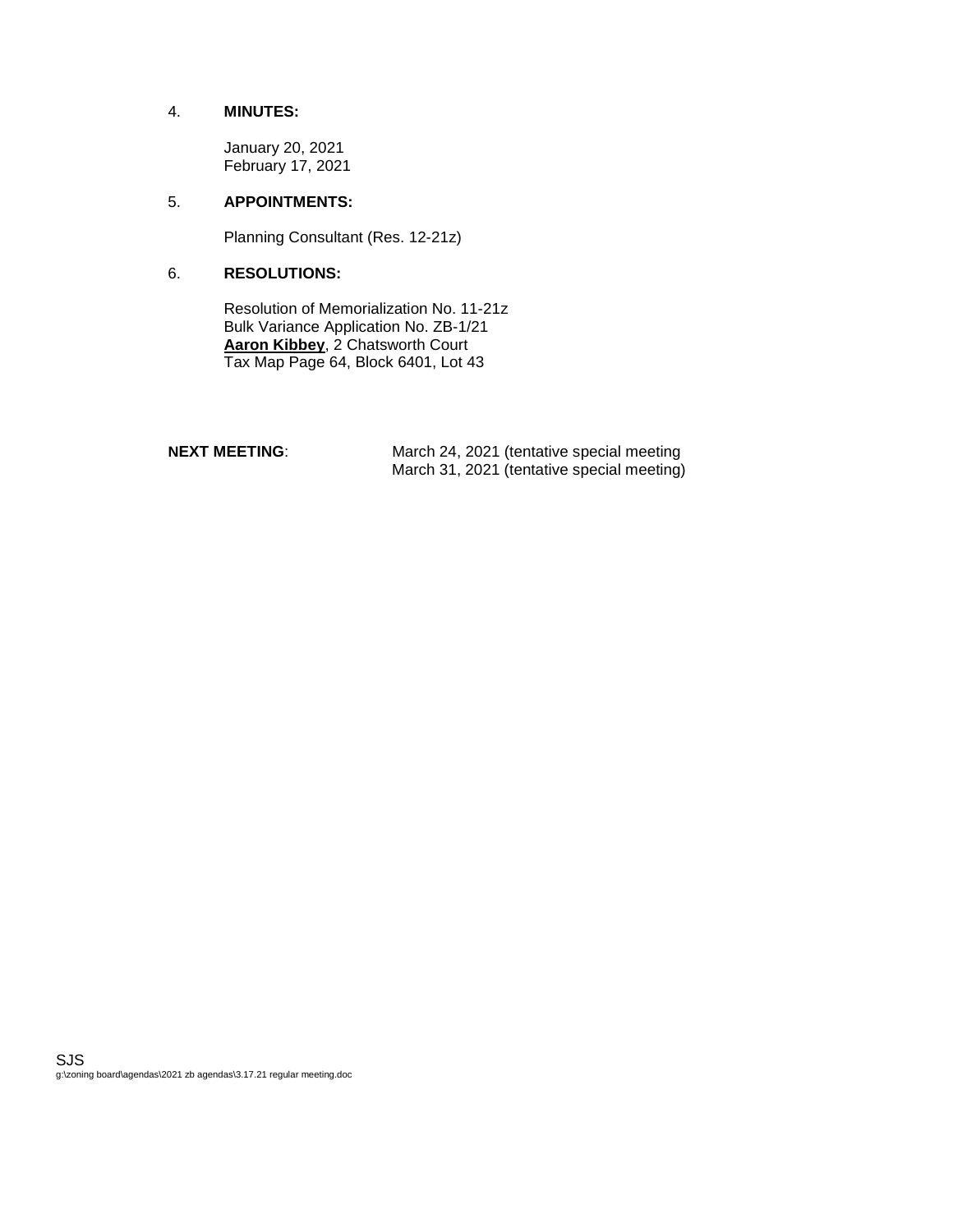4. **MINUTES:**

   January 20, 2021
   February 17, 2021

5. **APPOINTMENTS:**

   Planning Consultant (Res. 12-21z)

6. **RESOLUTIONS:**

   Resolution of Memorialization No. 11-21z
   Bulk Variance Application No. ZB-1/21
   **Aaron Kibbey**, 2 Chatsworth Court
   Tax Map Page 64, Block 6401, Lot 43

**NEXT MEETING**: March 24, 2021 (tentative special meeting
March 31, 2021 (tentative special meeting)

SJS
g:\zoning board\agendas\2021 zb agendas\3.17.21 regular meeting.doc